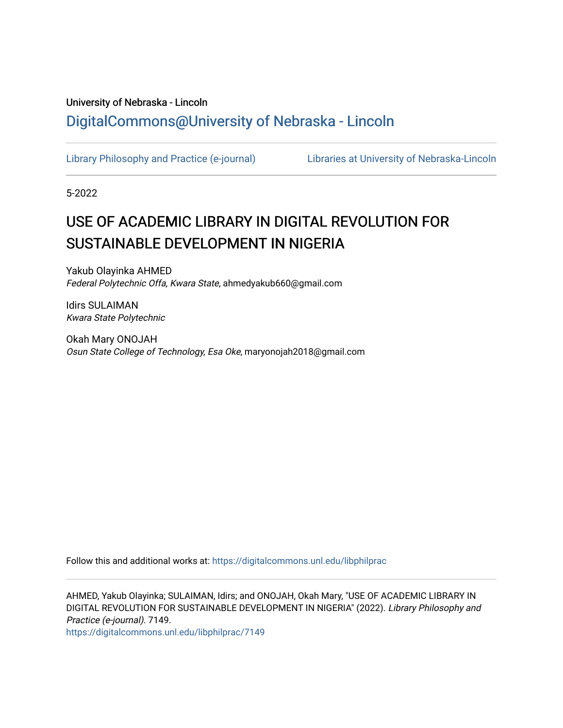University of Nebraska - Lincoln

DigitalCommons@University of Nebraska - Lincoln

Library Philosophy and Practice (e-journal)

Libraries at University of Nebraska-Lincoln

5-2022

# USE OF ACADEMIC LIBRARY IN DIGITAL REVOLUTION FOR SUSTAINABLE DEVELOPMENT IN NIGERIA

Yakub Olayinka AHMED
*Federal Polytechnic Offa, Kwara State*, ahmedyakub660@gmail.com

Idirs SULAIMAN
*Kwara State Polytechnic*

Okah Mary ONOJAH
*Osun State College of Technology, Esa Oke*, maryonojah2018@gmail.com

Follow this and additional works at: https://digitalcommons.unl.edu/libphilprac

AHMED, Yakub Olayinka; SULAIMAN, Idirs; and ONOJAH, Okah Mary, "USE OF ACADEMIC LIBRARY IN DIGITAL REVOLUTION FOR SUSTAINABLE DEVELOPMENT IN NIGERIA" (2022). *Library Philosophy and Practice (e-journal)*. 7149.
https://digitalcommons.unl.edu/libphilprac/7149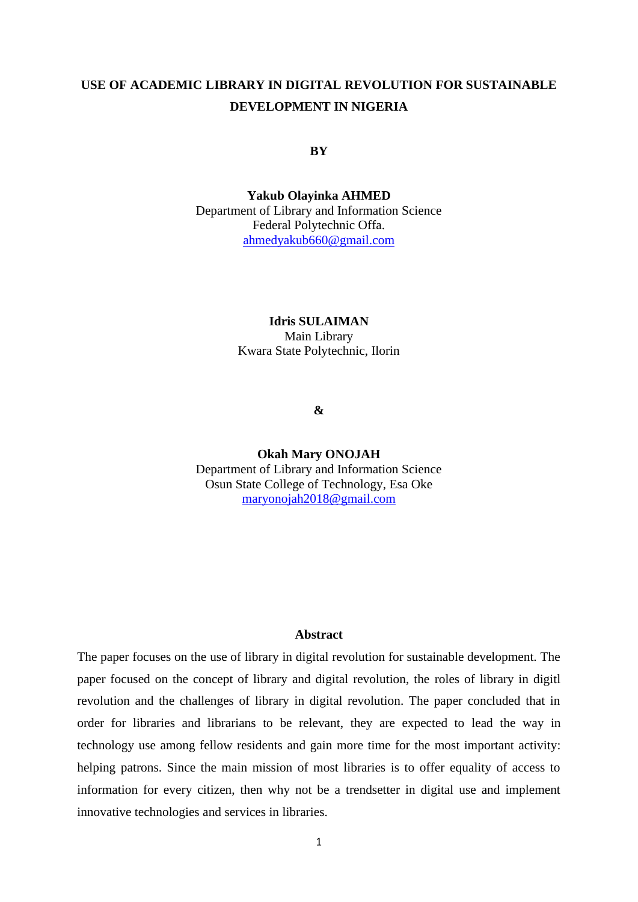**USE OF ACADEMIC LIBRARY IN DIGITAL REVOLUTION FOR SUSTAINABLE DEVELOPMENT IN NIGERIA**

**BY**

**Yakub Olayinka AHMED**
Department of Library and Information Science
Federal Polytechnic Offa.
ahmedyakub660@gmail.com

**Idris SULAIMAN**
Main Library
Kwara State Polytechnic, Ilorin

**&**

**Okah Mary ONOJAH**
Department of Library and Information Science
Osun State College of Technology, Esa Oke
maryonojah2018@gmail.com

**Abstract**

The paper focuses on the use of library in digital revolution for sustainable development. The paper focused on the concept of library and digital revolution, the roles of library in digitl revolution and the challenges of library in digital revolution. The paper concluded that in order for libraries and librarians to be relevant, they are expected to lead the way in technology use among fellow residents and gain more time for the most important activity: helping patrons. Since the main mission of most libraries is to offer equality of access to information for every citizen, then why not be a trendsetter in digital use and implement innovative technologies and services in libraries.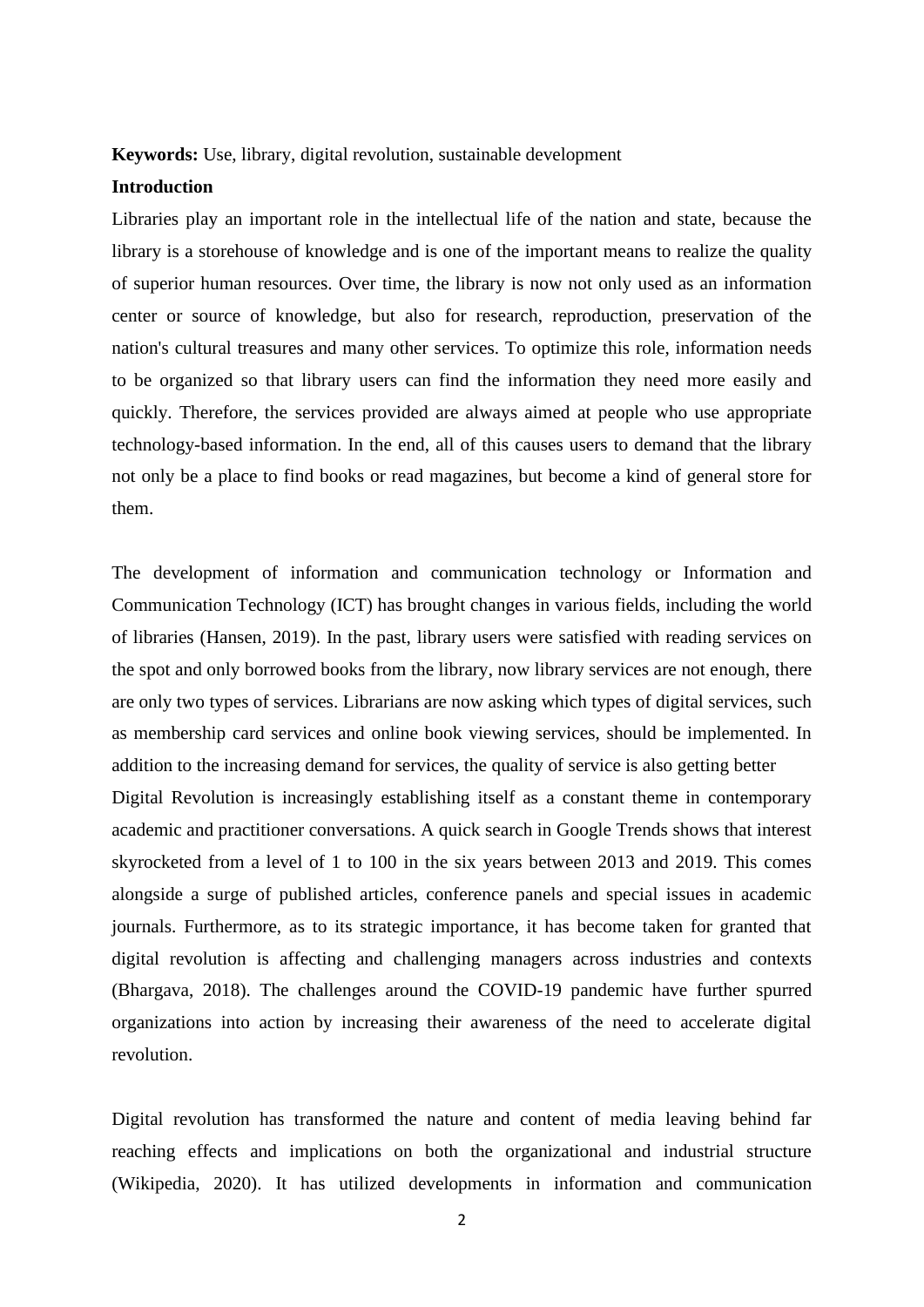**Keywords:** Use, library, digital revolution, sustainable development

**Introduction**

Libraries play an important role in the intellectual life of the nation and state, because the library is a storehouse of knowledge and is one of the important means to realize the quality of superior human resources. Over time, the library is now not only used as an information center or source of knowledge, but also for research, reproduction, preservation of the nation's cultural treasures and many other services. To optimize this role, information needs to be organized so that library users can find the information they need more easily and quickly. Therefore, the services provided are always aimed at people who use appropriate technology-based information. In the end, all of this causes users to demand that the library not only be a place to find books or read magazines, but become a kind of general store for them.

The development of information and communication technology or Information and Communication Technology (ICT) has brought changes in various fields, including the world of libraries (Hansen, 2019). In the past, library users were satisfied with reading services on the spot and only borrowed books from the library, now library services are not enough, there are only two types of services. Librarians are now asking which types of digital services, such as membership card services and online book viewing services, should be implemented. In addition to the increasing demand for services, the quality of service is also getting better

Digital Revolution is increasingly establishing itself as a constant theme in contemporary academic and practitioner conversations. A quick search in Google Trends shows that interest skyrocketed from a level of 1 to 100 in the six years between 2013 and 2019. This comes alongside a surge of published articles, conference panels and special issues in academic journals. Furthermore, as to its strategic importance, it has become taken for granted that digital revolution is affecting and challenging managers across industries and contexts (Bhargava, 2018). The challenges around the COVID-19 pandemic have further spurred organizations into action by increasing their awareness of the need to accelerate digital revolution.

Digital revolution has transformed the nature and content of media leaving behind far reaching effects and implications on both the organizational and industrial structure (Wikipedia, 2020). It has utilized developments in information and communication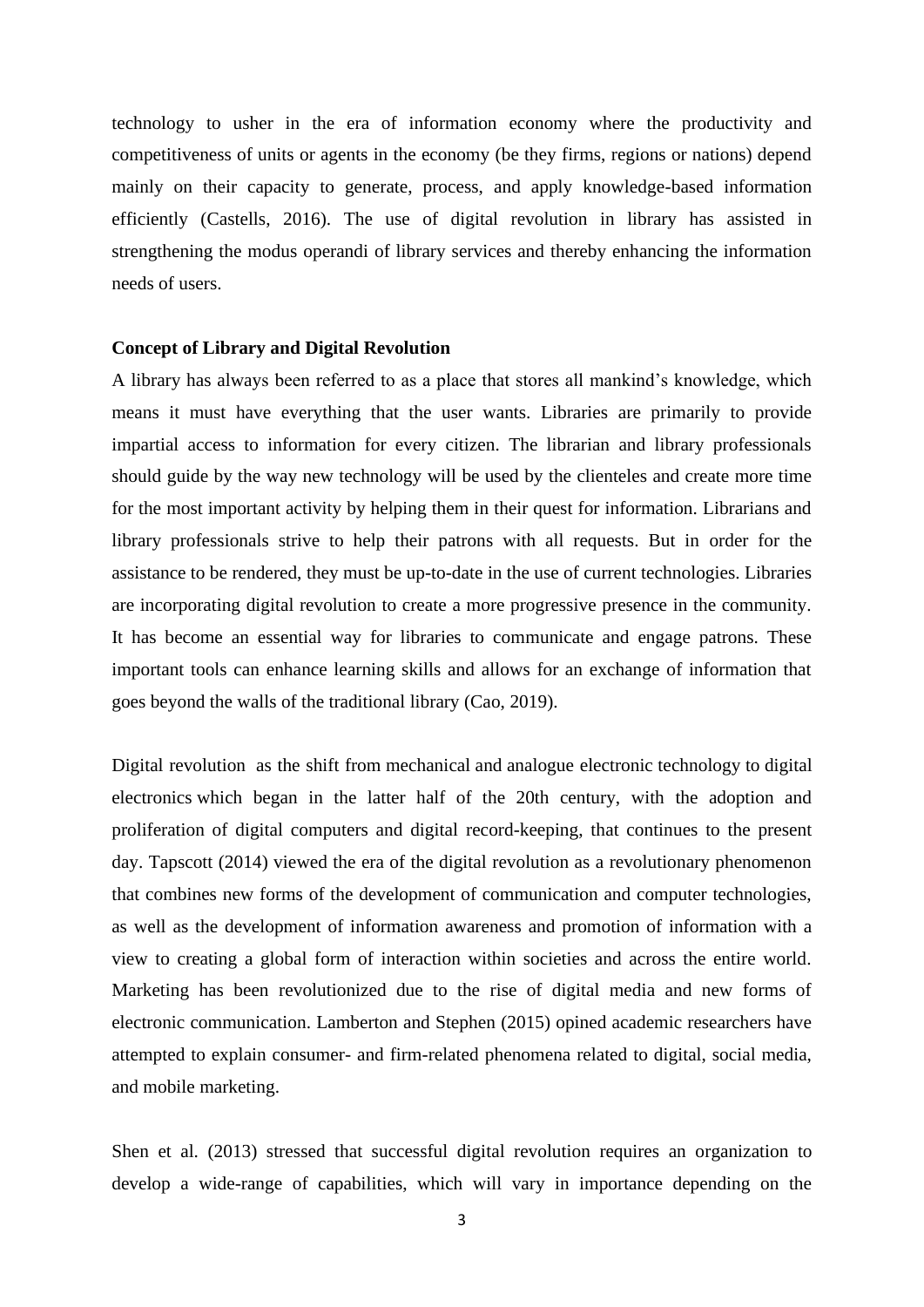technology to usher in the era of information economy where the productivity and competitiveness of units or agents in the economy (be they firms, regions or nations) depend mainly on their capacity to generate, process, and apply knowledge-based information efficiently (Castells, 2016). The use of digital revolution in library has assisted in strengthening the modus operandi of library services and thereby enhancing the information needs of users.

**Concept of Library and Digital Revolution**

A library has always been referred to as a place that stores all mankind's knowledge, which means it must have everything that the user wants. Libraries are primarily to provide impartial access to information for every citizen. The librarian and library professionals should guide by the way new technology will be used by the clienteles and create more time for the most important activity by helping them in their quest for information. Librarians and library professionals strive to help their patrons with all requests. But in order for the assistance to be rendered, they must be up-to-date in the use of current technologies. Libraries are incorporating digital revolution to create a more progressive presence in the community. It has become an essential way for libraries to communicate and engage patrons. These important tools can enhance learning skills and allows for an exchange of information that goes beyond the walls of the traditional library (Cao, 2019).

Digital revolution as the shift from mechanical and analogue electronic technology to digital electronics which began in the latter half of the 20th century, with the adoption and proliferation of digital computers and digital record-keeping, that continues to the present day. Tapscott (2014) viewed the era of the digital revolution as a revolutionary phenomenon that combines new forms of the development of communication and computer technologies, as well as the development of information awareness and promotion of information with a view to creating a global form of interaction within societies and across the entire world. Marketing has been revolutionized due to the rise of digital media and new forms of electronic communication. Lamberton and Stephen (2015) opined academic researchers have attempted to explain consumer- and firm-related phenomena related to digital, social media, and mobile marketing.

Shen et al. (2013) stressed that successful digital revolution requires an organization to develop a wide-range of capabilities, which will vary in importance depending on the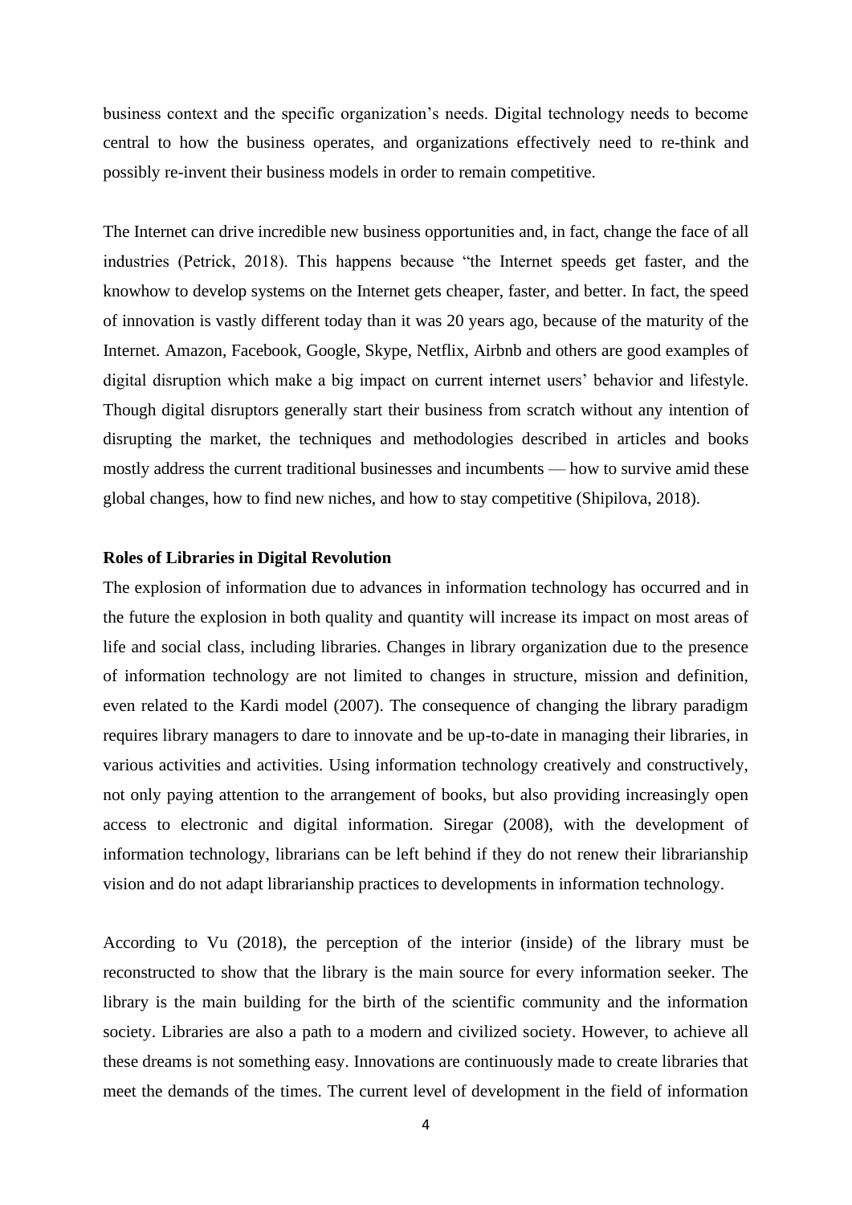business context and the specific organization's needs. Digital technology needs to become central to how the business operates, and organizations effectively need to re-think and possibly re-invent their business models in order to remain competitive.

The Internet can drive incredible new business opportunities and, in fact, change the face of all industries (Petrick, 2018). This happens because "the Internet speeds get faster, and the knowhow to develop systems on the Internet gets cheaper, faster, and better. In fact, the speed of innovation is vastly different today than it was 20 years ago, because of the maturity of the Internet. Amazon, Facebook, Google, Skype, Netflix, Airbnb and others are good examples of digital disruption which make a big impact on current internet users' behavior and lifestyle. Though digital disruptors generally start their business from scratch without any intention of disrupting the market, the techniques and methodologies described in articles and books mostly address the current traditional businesses and incumbents — how to survive amid these global changes, how to find new niches, and how to stay competitive (Shipilova, 2018).

**Roles of Libraries in Digital Revolution**

The explosion of information due to advances in information technology has occurred and in the future the explosion in both quality and quantity will increase its impact on most areas of life and social class, including libraries. Changes in library organization due to the presence of information technology are not limited to changes in structure, mission and definition, even related to the Kardi model (2007). The consequence of changing the library paradigm requires library managers to dare to innovate and be up-to-date in managing their libraries, in various activities and activities. Using information technology creatively and constructively, not only paying attention to the arrangement of books, but also providing increasingly open access to electronic and digital information. Siregar (2008), with the development of information technology, librarians can be left behind if they do not renew their librarianship vision and do not adapt librarianship practices to developments in information technology.

According to Vu (2018), the perception of the interior (inside) of the library must be reconstructed to show that the library is the main source for every information seeker. The library is the main building for the birth of the scientific community and the information society. Libraries are also a path to a modern and civilized society. However, to achieve all these dreams is not something easy. Innovations are continuously made to create libraries that meet the demands of the times. The current level of development in the field of information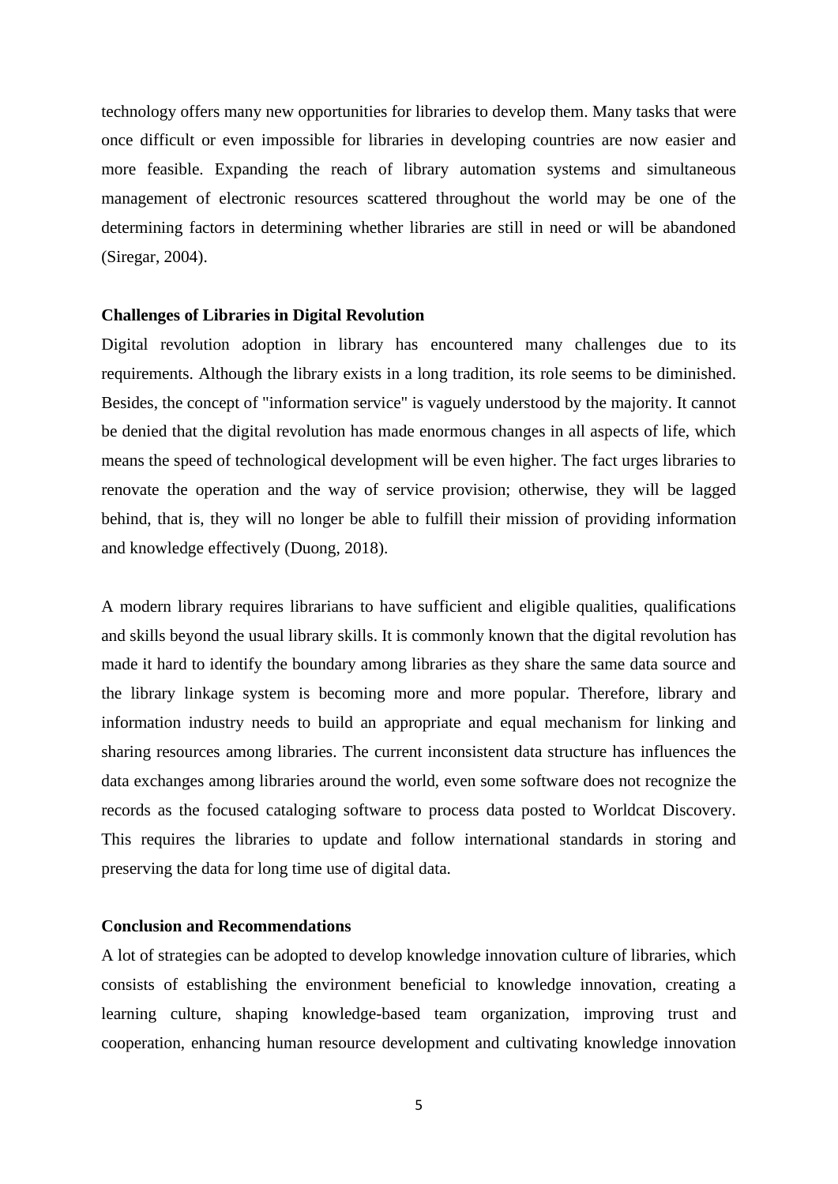technology offers many new opportunities for libraries to develop them. Many tasks that were once difficult or even impossible for libraries in developing countries are now easier and more feasible. Expanding the reach of library automation systems and simultaneous management of electronic resources scattered throughout the world may be one of the determining factors in determining whether libraries are still in need or will be abandoned (Siregar, 2004).

**Challenges of Libraries in Digital Revolution**

Digital revolution adoption in library has encountered many challenges due to its requirements. Although the library exists in a long tradition, its role seems to be diminished. Besides, the concept of "information service" is vaguely understood by the majority. It cannot be denied that the digital revolution has made enormous changes in all aspects of life, which means the speed of technological development will be even higher. The fact urges libraries to renovate the operation and the way of service provision; otherwise, they will be lagged behind, that is, they will no longer be able to fulfill their mission of providing information and knowledge effectively (Duong, 2018).

A modern library requires librarians to have sufficient and eligible qualities, qualifications and skills beyond the usual library skills. It is commonly known that the digital revolution has made it hard to identify the boundary among libraries as they share the same data source and the library linkage system is becoming more and more popular. Therefore, library and information industry needs to build an appropriate and equal mechanism for linking and sharing resources among libraries. The current inconsistent data structure has influences the data exchanges among libraries around the world, even some software does not recognize the records as the focused cataloging software to process data posted to Worldcat Discovery. This requires the libraries to update and follow international standards in storing and preserving the data for long time use of digital data.

**Conclusion and Recommendations**

A lot of strategies can be adopted to develop knowledge innovation culture of libraries, which consists of establishing the environment beneficial to knowledge innovation, creating a learning culture, shaping knowledge-based team organization, improving trust and cooperation, enhancing human resource development and cultivating knowledge innovation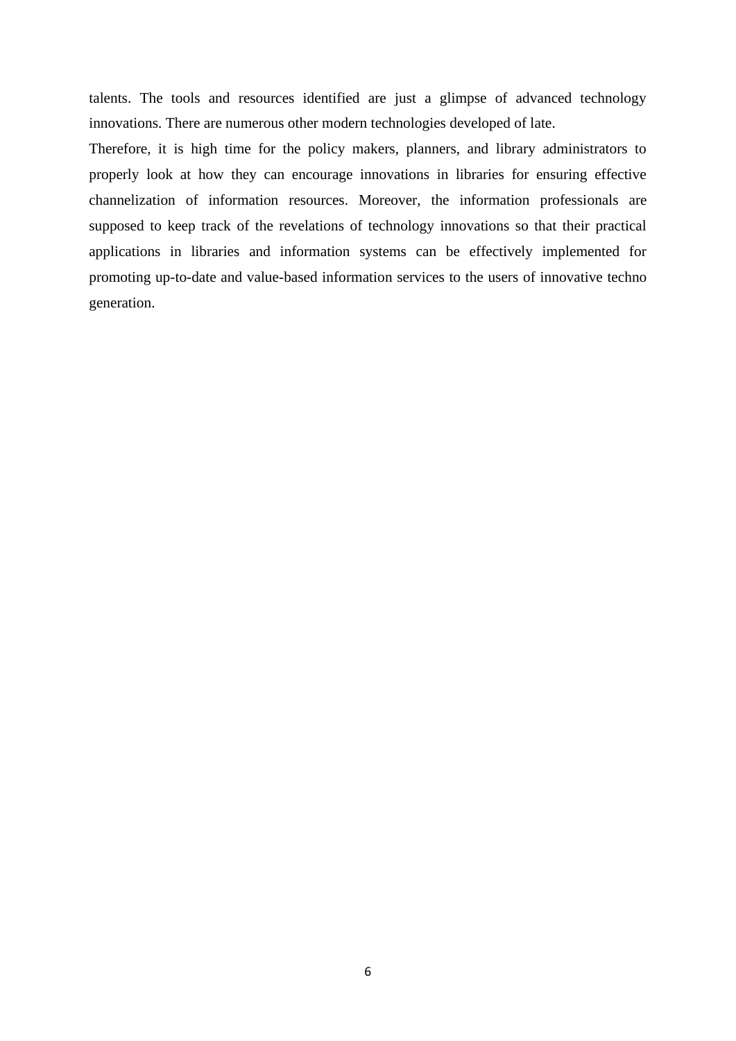talents. The tools and resources identified are just a glimpse of advanced technology innovations. There are numerous other modern technologies developed of late.

Therefore, it is high time for the policy makers, planners, and library administrators to properly look at how they can encourage innovations in libraries for ensuring effective channelization of information resources. Moreover, the information professionals are supposed to keep track of the revelations of technology innovations so that their practical applications in libraries and information systems can be effectively implemented for promoting up-to-date and value-based information services to the users of innovative techno generation.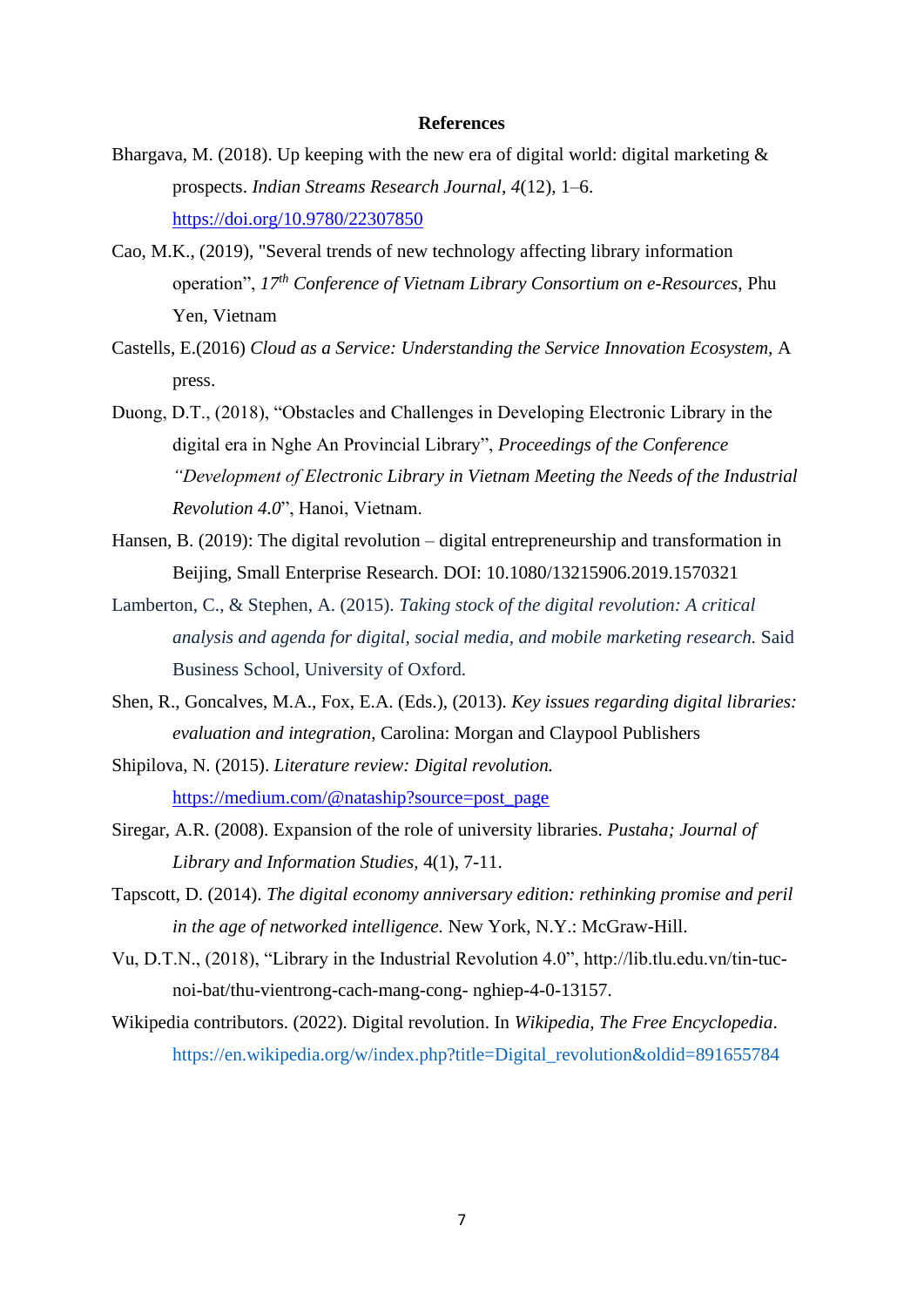**References**

Bhargava, M. (2018). Up keeping with the new era of digital world: digital marketing & prospects. *Indian Streams Research Journal*, *4*(12), 1–6. https://doi.org/10.9780/22307850

Cao, M.K., (2019), "Several trends of new technology affecting library information operation", *17th Conference of Vietnam Library Consortium on e-Resources*, Phu Yen, Vietnam

Castells, E.(2016) *Cloud as a Service: Understanding the Service Innovation Ecosystem,* A press.

Duong, D.T., (2018), "Obstacles and Challenges in Developing Electronic Library in the digital era in Nghe An Provincial Library", *Proceedings of the Conference "Development of Electronic Library in Vietnam Meeting the Needs of the Industrial Revolution 4.0*", Hanoi, Vietnam.

Hansen, B. (2019): The digital revolution – digital entrepreneurship and transformation in Beijing, Small Enterprise Research. DOI: 10.1080/13215906.2019.1570321

Lamberton, C., & Stephen, A. (2015). *Taking stock of the digital revolution: A critical analysis and agenda for digital, social media, and mobile marketing research.* Said Business School, University of Oxford.

Shen, R., Goncalves, M.A., Fox, E.A. (Eds.), (2013). *Key issues regarding digital libraries: evaluation and integration*, Carolina: Morgan and Claypool Publishers

Shipilova, N. (2015). *Literature review: Digital revolution.* https://medium.com/@nataship?source=post_page

Siregar, A.R. (2008). Expansion of the role of university libraries. *Pustaha; Journal of Library and Information Studies*, 4(1), 7-11.

Tapscott, D. (2014). *The digital economy anniversary edition: rethinking promise and peril in the age of networked intelligence.* New York, N.Y.: McGraw-Hill.

Vu, D.T.N., (2018), "Library in the Industrial Revolution 4.0", http://lib.tlu.edu.vn/tin-tuc-noi-bat/thu-vientrong-cach-mang-cong- nghiep-4-0-13157.

Wikipedia contributors. (2022). Digital revolution. In *Wikipedia, The Free Encyclopedia*. https://en.wikipedia.org/w/index.php?title=Digital_revolution&oldid=891655784